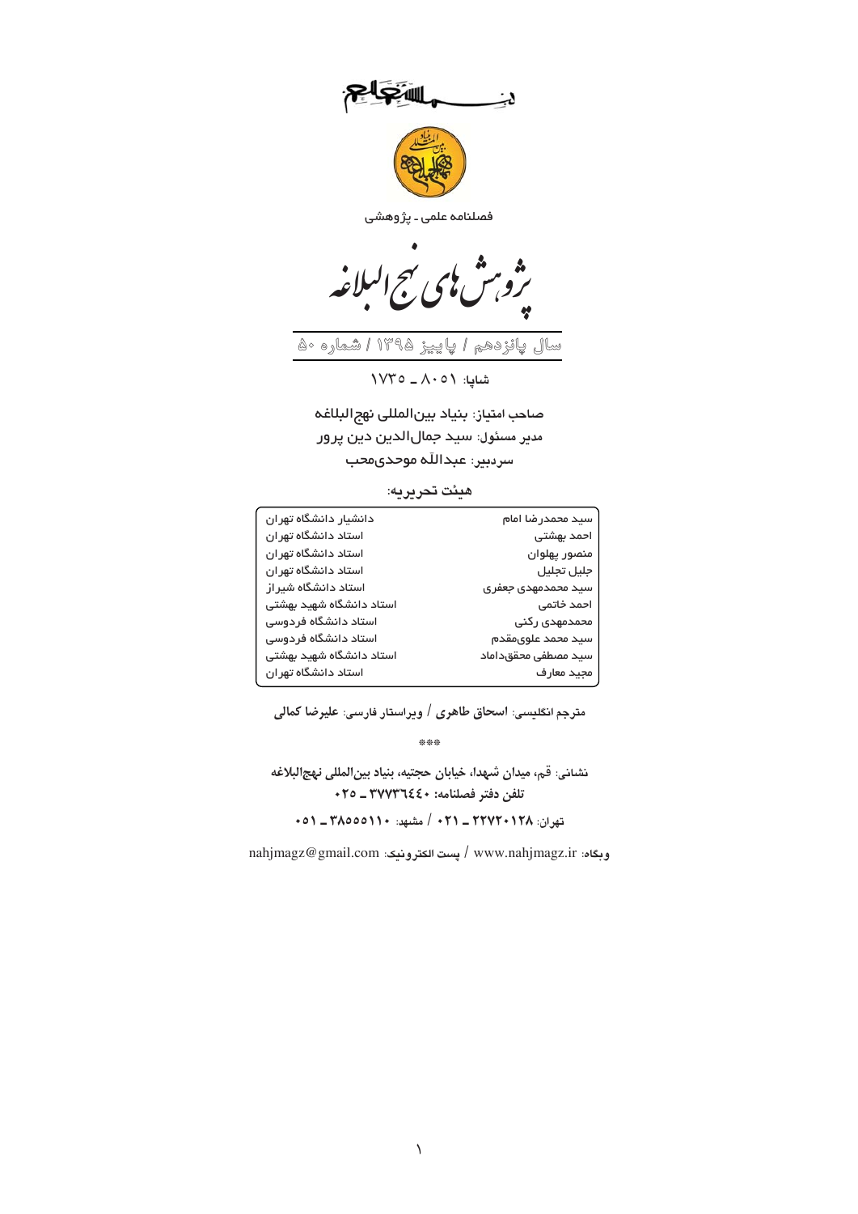فصلنامه علمی ـ پژوهشی

# پژوهش‌های نهج‌البلاغه

سال پانزدهم / پاییز ۱۳۹۵ / شماره ۵۰

**شاپا:** ۱۷۳۵ ـ ۸۰۵۱

صاحب امتیاز: بنیاد بین‌المللی نهج‌البلاغه

مدیر مسئول: سید جمال‌الدین دین پرور

سردبیر: عبدالله موحدی‌محب

**هیئت تحریریه:**

| | |
|---|---|
| سید محمدرضا امام | دانشیار دانشگاه تهران |
| احمد بهشتی | استاد دانشگاه تهران |
| منصور پهلوان | استاد دانشگاه تهران |
| جلیل تجلیل | استاد دانشگاه تهران |
| سید محمدمهدی جعفری | استاد دانشگاه شیراز |
| احمد خاتمی | استاد دانشگاه شهید بهشتی |
| محمدمهدی رکنی | استاد دانشگاه فردوسی |
| سید محمد علوی‌مقدم | استاد دانشگاه فردوسی |
| سید مصطفی محقق‌داماد | استاد دانشگاه شهید بهشتی |
| مجید معارف | استاد دانشگاه تهران |

مترجم انگلیسی: **اسحاق طاهری** / ویراستار فارسی: **علیرضا کمالی**

\*\*\*

**نشانی: قم، میدان شهدا، خیابان حجتیه، بنیاد بین‌المللی نهج‌البلاغه**

**تلفن دفتر فصلنامه: ۳۷۷۳۶۴۴۰ ـ ۰۲۵**

تهران: ۲۲۷۲۰۱۲۸ ـ ۰۲۱ / مشهد: ۳۸۵۵۵۱۱۰ ـ ۰۵۱

**وبگاه:** www.nahjmagz.ir / **پست الکترونیک:** nahjmagz@gmail.com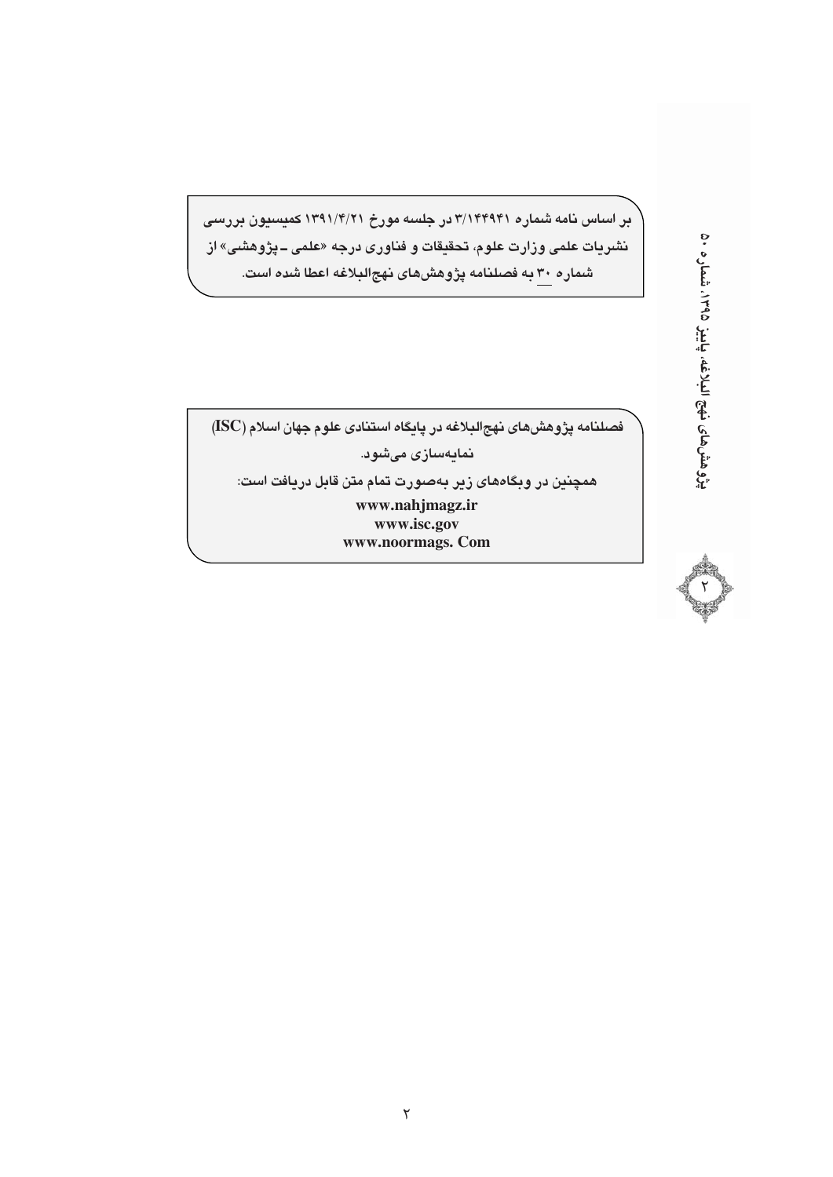بر اساس نامه شماره ۳/۱۴۴۹۴۱ در جلسه مورخ ۱۳۹۱/۴/۲۱ کمیسیون بررسی نشریات علمی وزارت علوم، تحقیقات و فناوری درجه «علمی ـ پژوهشی» از شماره ۳۰ به فصلنامه پژوهش‌های نهج‌البلاغه اعطا شده است.

فصلنامه پژوهش‌های نهج‌البلاغه در پایگاه استنادی علوم جهان اسلام (ISC) نمایه‌سازی می‌شود.

همچنین در وبگاه‌های زیر به‌صورت تمام متن قابل دریافت است:

www.nahjmagz.ir
www.isc.gov
www.noormags. Com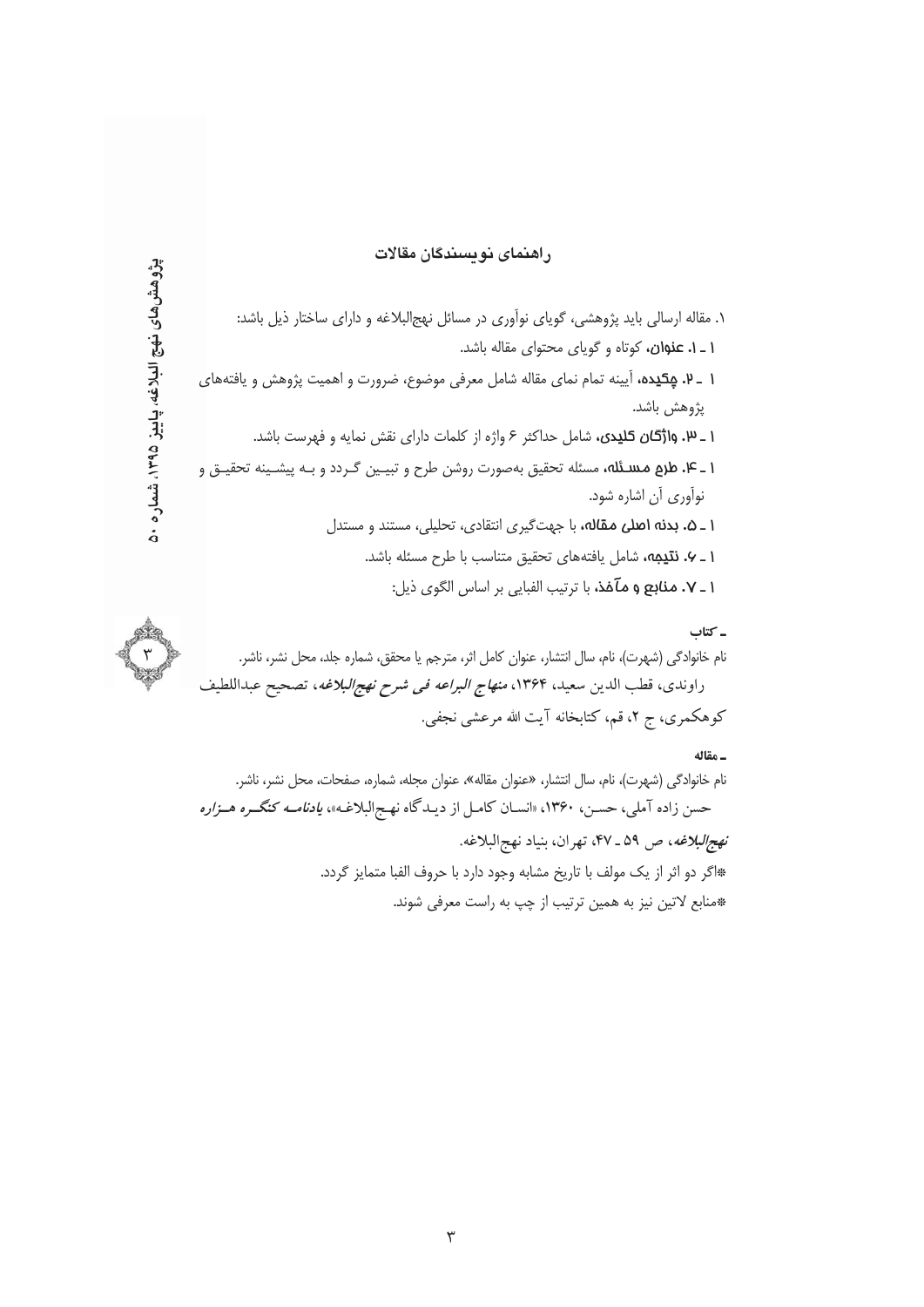## راهنمای نویسندگان مقالات

۱. مقاله ارسالی باید پژوهشی، گویای نوآوری در مسائل نهج‌البلاغه و دارای ساختار ذیل باشد:

۱ ـ ۱. **عنوان**، کوتاه و گویای محتوای مقاله باشد.

۱ ـ ۲. **چکیده**، آیینه تمام نمای مقاله شامل معرفی موضوع، ضرورت و اهمیت پژوهش و یافته‌های پژوهش باشد.

۱ ـ ۳. **واژگان کلیدی**، شامل حداکثر ۶ واژه از کلمات دارای نقش نمایه و فهرست باشد.

۱ ـ ۴. **طرح مسئله**، مسئله تحقیق به‌صورت روشن طرح و تبیین گردد و به پیشینه تحقیق و نوآوری آن اشاره شود.

۱ ـ ۵. **بدنه اصلی مقاله**، با جهت‌گیری انتقادی، تحلیلی، مستند و مستدل

۱ ـ ۶. **نتیجه**، شامل یافته‌های تحقیق متناسب با طرح مسئله باشد.

۱ ـ ۷. **منابع و مآخذ**، با ترتیب الفبایی بر اساس الگوی ذیل:

**ـ کتاب**

نام خانوادگی (شهرت)، نام، سال انتشار، عنوان کامل اثر، مترجم یا محقق، شماره جلد، محل نشر، ناشر.

راوندی، قطب الدین سعید، ۱۳۶۴، *منهاج البراعه فی شرح نهج‌البلاغه*، تصحیح عبداللطیف کوهکمری، ج ۲، قم، کتابخانه آیت الله مرعشی نجفی.

**ـ مقاله**

نام خانوادگی (شهرت)، نام، سال انتشار، «عنوان مقاله»، عنوان مجله، شماره، صفحات، محل نشر، ناشر.

حسن زاده آملی، حسن، ۱۳۶۰، «انسان کامل از دیدگاه نهج‌البلاغه»، *یادنامه کنگره هزاره نهج‌البلاغه*، ص ۵۹ ـ ۴۷، تهران، بنیاد نهج‌البلاغه.

*اگر دو اثر از یک مولف با تاریخ مشابه وجود دارد با حروف الفبا متمایز گردد.

*منابع لاتین نیز به همین ترتیب از چپ به راست معرفی شوند.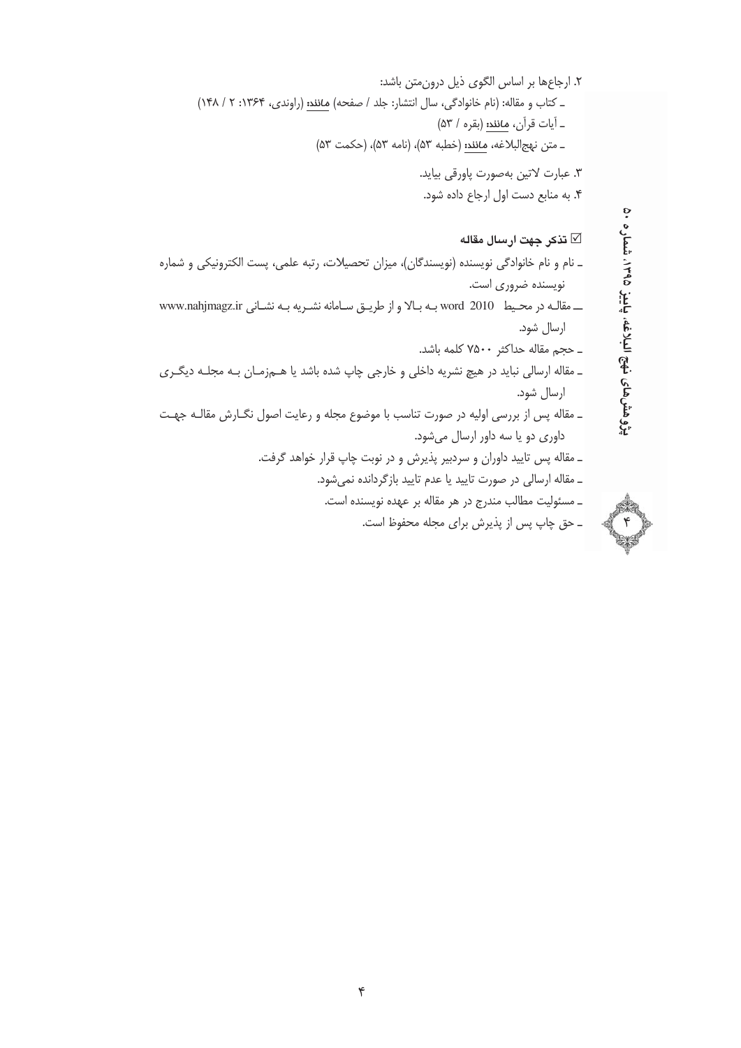۲. ارجاع‌ها بر اساس الگوی ذیل درون‌متن باشد:

ـ کتاب و مقاله: (نام خانوادگی، سال انتشار: جلد / صفحه) **مانند:** (راوندی، ۱۳۶۴: ۲ / ۱۴۸)

ـ آیات قرآن، **مانند:** (بقره / ۵۳)

ـ متن نهج‌البلاغه، **مانند:** (خطبه ۵۳)، (نامه ۵۳)، (حکمت ۵۳)

۳. عبارت لاتین به‌صورت پاورقی بیاید.

۴. به منابع دست اول ارجاع داده شود.

### ☑ تذکر جهت ارسال مقاله

ـ نام و نام خانوادگی نویسنده (نویسندگان)، میزان تحصیلات، رتبه علمی، پست الکترونیکی و شماره نویسنده ضروری است.

ـ مقاله در محیط word 2010 به بالا و از طریق سامانه نشریه به نشانی www.nahjmagz.ir ارسال شود.

ـ حجم مقاله حداکثر ۷۵۰۰ کلمه باشد.

ـ مقاله ارسالی نباید در هیچ نشریه داخلی و خارجی چاپ شده باشد یا هم‌زمان به مجله دیگری ارسال شود.

ـ مقاله پس از بررسی اولیه در صورت تناسب با موضوع مجله و رعایت اصول نگارش مقاله جهت داوری دو یا سه داور ارسال می‌شود.

ـ مقاله پس تایید داوران و سردبیر پذیرش و در نوبت چاپ قرار خواهد گرفت.

ـ مقاله ارسالی در صورت تایید یا عدم تایید بازگردانده نمی‌شود.

ـ مسئولیت مطالب مندرج در هر مقاله بر عهده نویسنده است.

ـ حق چاپ پس از پذیرش برای مجله محفوظ است.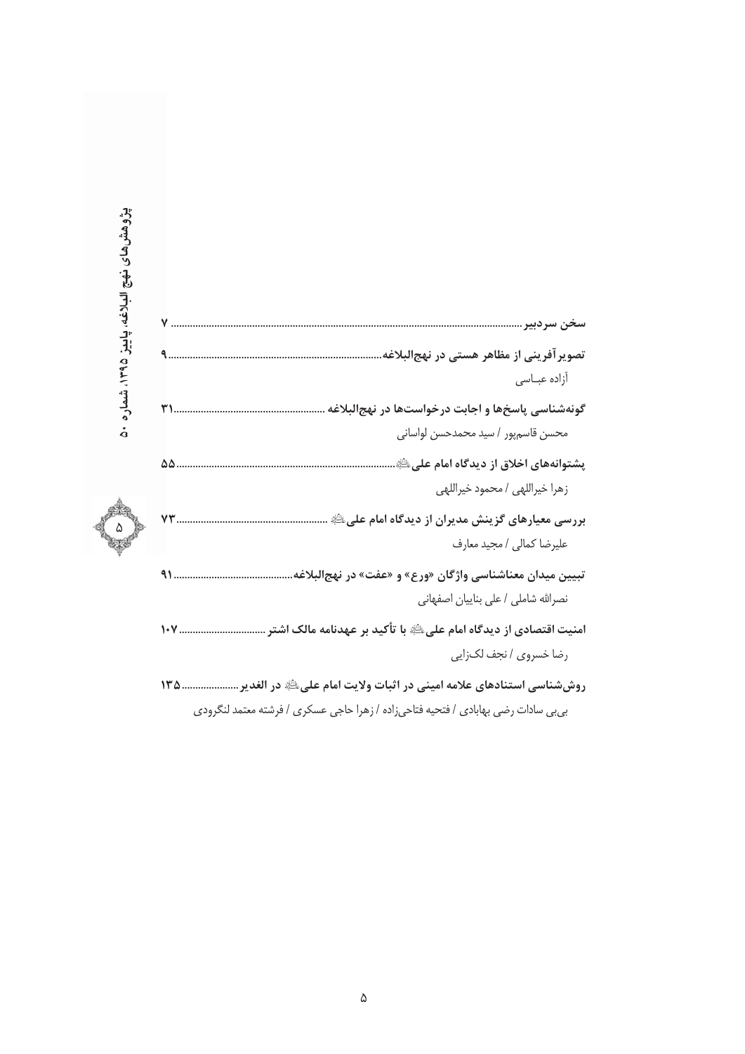| | |
|---|---|
| **سخن سردبیر** | ۷ |
| **تصویرآفرینی از مظاهر هستی در نهج‌البلاغه**<br>آزاده عبـاسی | ۹ |
| **گونه‌شناسی پاسخ‌ها و اجابت درخواست‌ها در نهج‌البلاغه**<br>محسن قاسم‌پور / سید محمدحسن لواسانی | ۳۱ |
| **پشتوانه‌های اخلاق از دیدگاه امام علی** ؈<br>زهرا خیراللهی / محمود خیراللهی | ۵۵ |
| **بررسی معیارهای گزینش مدیران از دیدگاه امام علی** ؈<br>علیرضا کمالی / مجید معارف | ۷۳ |
| **تبیین میدان معناشناسی واژگان «ورع» و «عفت» در نهج‌البلاغه**<br>نصرالله شاملی / علی بناییان اصفهانی | ۹۱ |
| **امنیت اقتصادی از دیدگاه امام علی** ؈ **با تأکید بر عهدنامه مالک اشتر**<br>رضا خسروی / نجف لک‌زایی | ۱۰۷ |
| **روش‌شناسی استنادهای علامه امینی در اثبات ولایت امام علی** ؈ **در الغدیر**<br>بی‌بی سادات رضی بهابادی / فتحیه فتاحی‌زاده / زهرا حاجی عسکری / فرشته معتمد لنگرودی | ۱۳۵ |